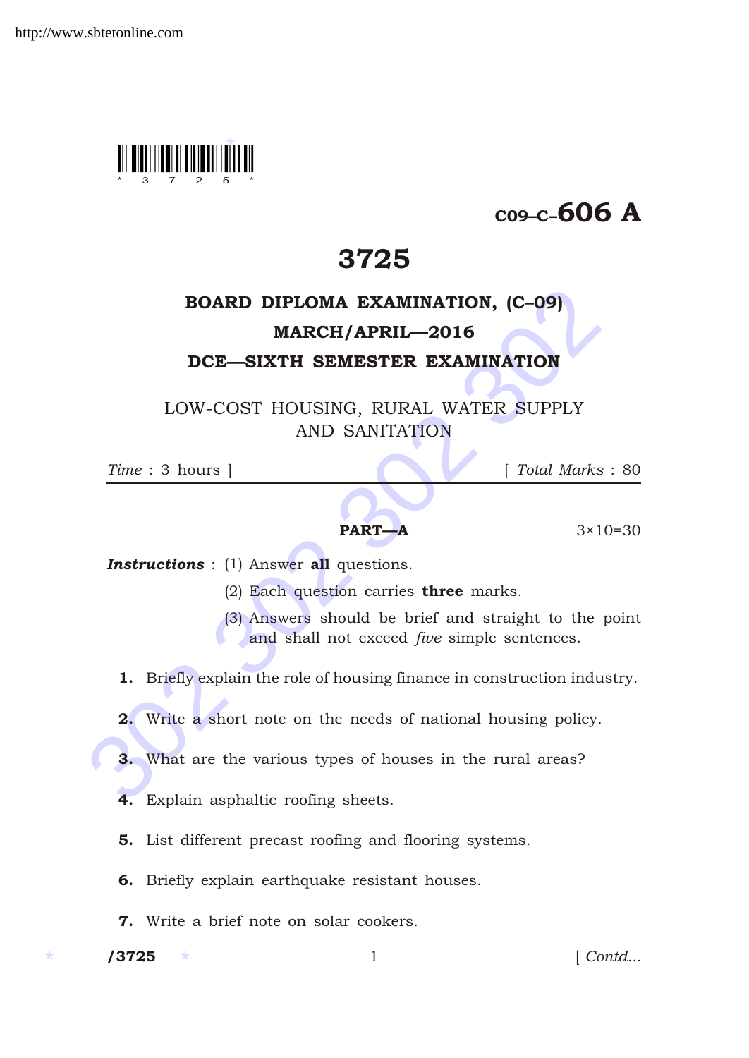C09–C–606 A

# 3725

## BOARD DIPLOMA EXAMINATION, (C–09)
## MARCH/APRIL—2016
## DCE—SIXTH SEMESTER EXAMINATION

LOW-COST HOUSING, RURAL WATER SUPPLY AND SANITATION

*Time* : 3 hours ] [ *Total Marks* : 80

---

### PART—A

3×10=30

***Instructions*** : (1) Answer **all** questions.

(2) Each question carries **three** marks.

(3) Answers should be brief and straight to the point and shall not exceed *five* simple sentences.

**1.** Briefly explain the role of housing finance in construction industry.

**2.** Write a short note on the needs of national housing policy.

**3.** What are the various types of houses in the rural areas?

**4.** Explain asphaltic roofing sheets.

**5.** List different precast roofing and flooring systems.

**6.** Briefly explain earthquake resistant houses.

**7.** Write a brief note on solar cookers.

[ Contd...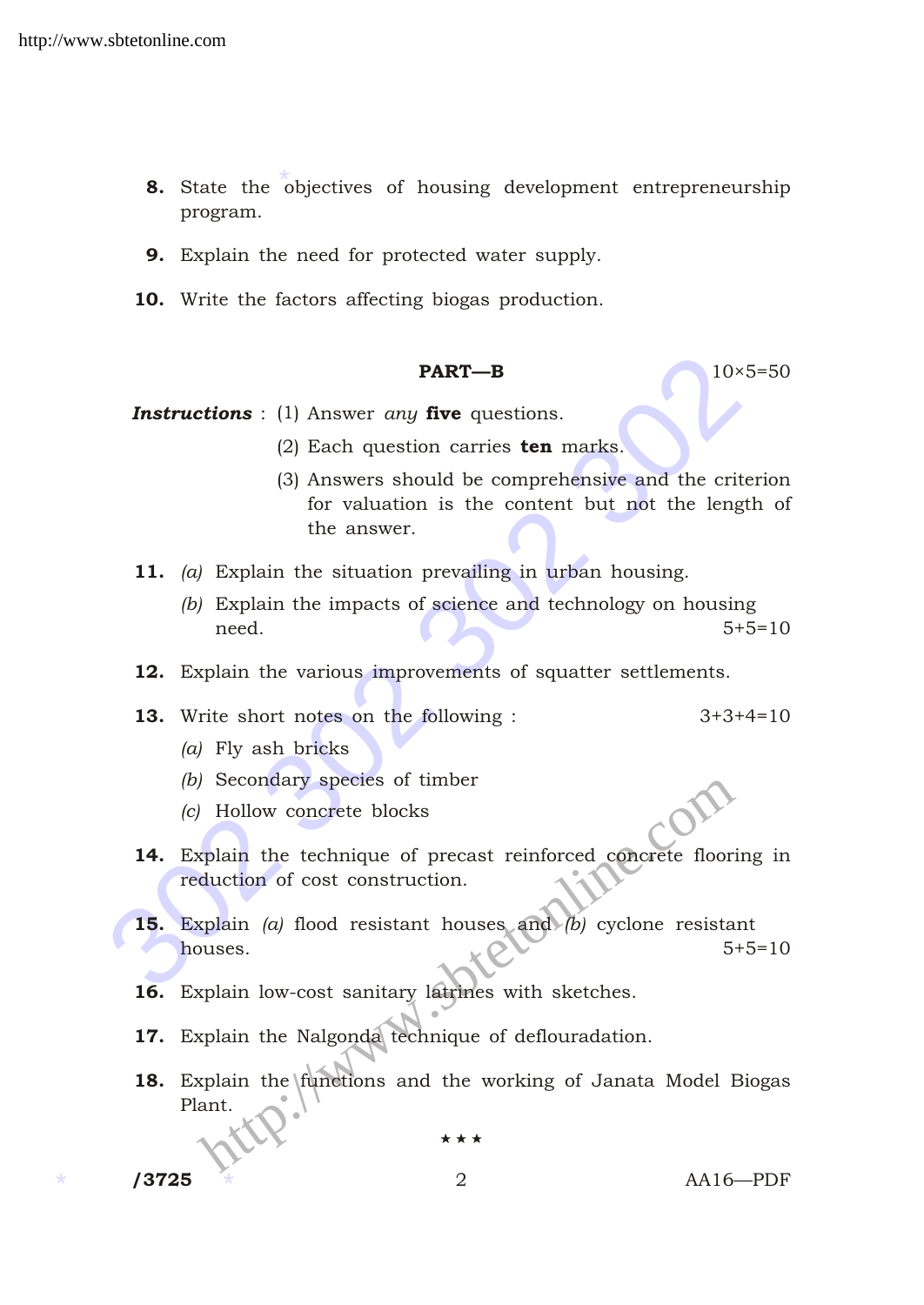**8.** State the objectives of housing development entrepreneurship program.

**9.** Explain the need for protected water supply.

**10.** Write the factors affecting biogas production.

## PART—B

10×5=50

***Instructions*** : (1) Answer *any* **five** questions.

(2) Each question carries **ten** marks.

(3) Answers should be comprehensive and the criterion for valuation is the content but not the length of the answer.

**11.** *(a)* Explain the situation prevailing in urban housing.

*(b)* Explain the impacts of science and technology on housing need. 5+5=10

**12.** Explain the various improvements of squatter settlements.

**13.** Write short notes on the following : 3+3+4=10

*(a)* Fly ash bricks

*(b)* Secondary species of timber

*(c)* Hollow concrete blocks

**14.** Explain the technique of precast reinforced concrete flooring in reduction of cost construction.

**15.** Explain *(a)* flood resistant houses and *(b)* cyclone resistant houses. 5+5=10

**16.** Explain low-cost sanitary latrines with sketches.

**17.** Explain the Nalgonda technique of deflouradation.

**18.** Explain the functions and the working of Janata Model Biogas Plant.

★ ★ ★

**/3725** AA16—PDF